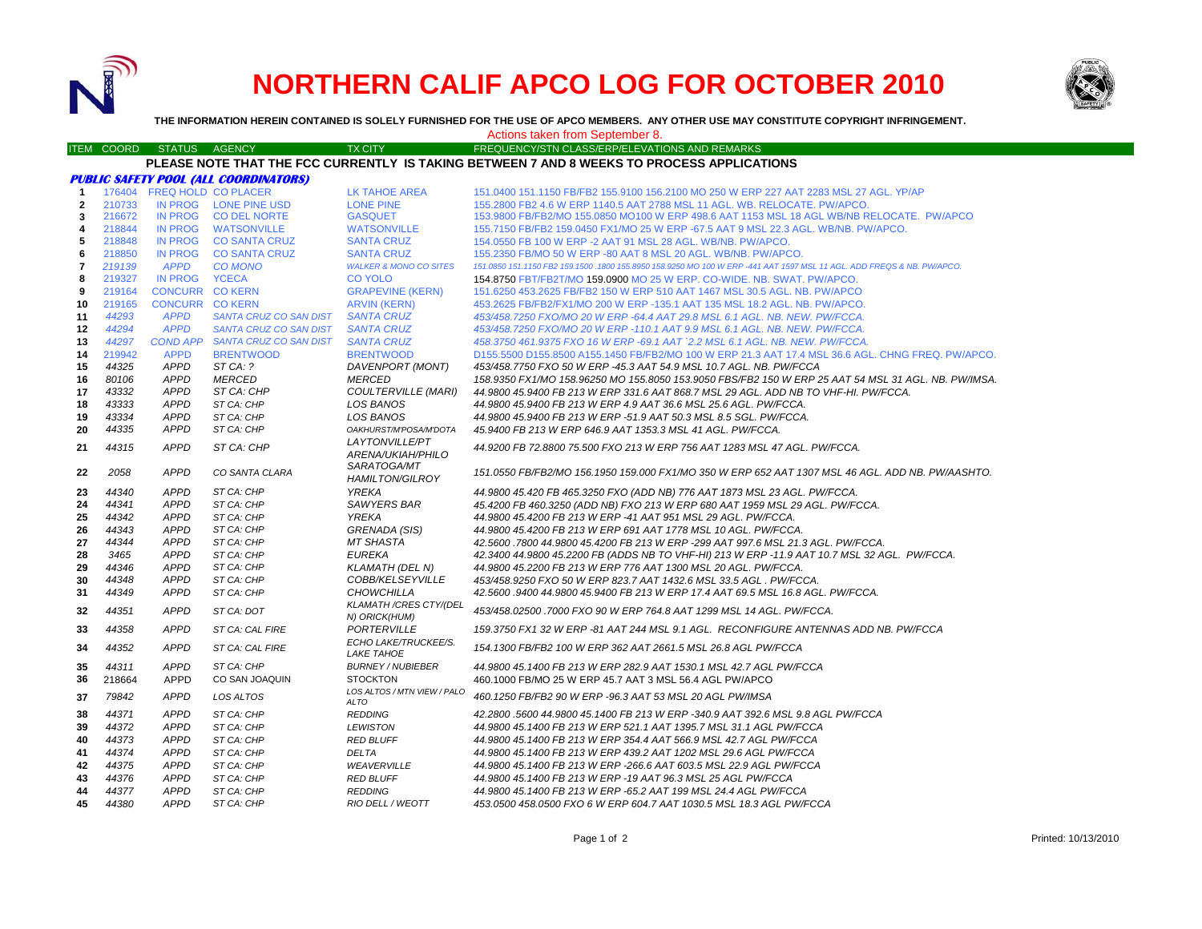# NORTHERN CALIF APCO LOG FOR OCTOBER 2010

**THE INFORMATION HEREIN CONTAINED IS SOLELY FURNISHED FOR THE USE OF APCO MEMBERS. ANY OTHER USE MAY CONSTITUTE COPYRIGHT INFRINGEMENT.**

Actions taken from September 8.

| ITEM | COORD | STATUS | AGENCY | TX CITY | FREQUENCY/STN CLASS/ERP/ELEVATIONS AND REMARKS |
|---|---|---|---|---|---|
| | | | | | **PLEASE NOTE THAT THE FCC CURRENTLY IS TAKING BETWEEN 7 AND 8 WEEKS TO PROCESS APPLICATIONS** |
| | | | ***PUBLIC SAFETY POOL (ALL COORDINATORS)*** | | |
| 1 | 176404 | FREQ HOLD | CO PLACER | LK TAHOE AREA | 151.0400 151.1150 FB/FB2 155.9100 156.2100 MO 250 W ERP 227 AAT 2283 MSL 27 AGL. YP/AP |
| 2 | 210733 | IN PROG | LONE PINE USD | LONE PINE | 155.2800 FB2 4.6 W ERP 1140.5 AAT 2788 MSL 11 AGL. WB. RELOCATE. PW/APCO. |
| 3 | 216672 | IN PROG | CO DEL NORTE | GASQUET | 153.9800 FB/FB2/MO 155.0850 MO100 W ERP 498.6 AAT 1153 MSL 18 AGL WB/NB RELOCATE. PW/APCO |
| 4 | 218844 | IN PROG | WATSONVILLE | WATSONVILLE | 155.7150 FB/FB2 159.0450 FX1/MO 25 W ERP -67.5 AAT 9 MSL 22.3 AGL. WB/NB. PW/APCO. |
| 5 | 218848 | IN PROG | CO SANTA CRUZ | SANTA CRUZ | 154.0550 FB 100 W ERP -2 AAT 91 MSL 28 AGL. WB/NB. PW/APCO. |
| 6 | 218850 | IN PROG | CO SANTA CRUZ | SANTA CRUZ | 155.2350 FB/MO 50 W ERP -80 AAT 8 MSL 20 AGL. WB/NB. PW/APCO. |
| 7 | *219139* | *APPD* | *CO MONO* | *WALKER & MONO CO SITES* | *151.0850 151.1150 FB2 159.1500 .1800 155.8950 158.9250 MO 100 W ERP -441 AAT 1597 MSL 11 AGL. ADD FREQS & NB. PW/APCO.* |
| 8 | 219327 | IN PROG | YCECA | CO YOLO | 154.8750 FBT/FB2T/MO 159.0900 MO 25 W ERP. CO-WIDE. NB. SWAT. PW/APCO. |
| 9 | 219164 | CONCURR | CO KERN | GRAPEVINE (KERN) | 151.6250 453.2625 FB/FB2 150 W ERP 510 AAT 1467 MSL 30.5 AGL. NB. PW/APCO |
| 10 | 219165 | CONCURR | CO KERN | ARVIN (KERN) | 453.2625 FB/FB2/FX1/MO 200 W ERP -135.1 AAT 135 MSL 18.2 AGL. NB. PW/APCO. |
| 11 | *44293* | *APPD* | *SANTA CRUZ CO SAN DIST* | *SANTA CRUZ* | *453/458.7250 FXO/MO 20 W ERP -64.4 AAT 29.8 MSL 6.1 AGL. NB. NEW. PW/FCCA.* |
| 12 | *44294* | *APPD* | *SANTA CRUZ CO SAN DIST* | *SANTA CRUZ* | *453/458.7250 FXO/MO 20 W ERP -110.1 AAT 9.9 MSL 6.1 AGL. NB. NEW. PW/FCCA.* |
| 13 | *44297* | *COND APP* | *SANTA CRUZ CO SAN DIST* | *SANTA CRUZ* | *458.3750 461.9375 FXO 16 W ERP -69.1 AAT `2.2 MSL 6.1 AGL. NB. NEW. PW/FCCA.* |
| 14 | 219942 | APPD | BRENTWOOD | BRENTWOOD | D155.5500 D155.8500 A155.1450 FB/FB2/MO 100 W ERP 21.3 AAT 17.4 MSL 36.6 AGL. CHNG FREQ. PW/APCO. |
| 15 | *44325* | *APPD* | *ST CA: ?* | *DAVENPORT (MONT)* | *453/458.7750 FXO 50 W ERP -45.3 AAT 54.9 MSL 10.7 AGL. NB. PW/FCCA* |
| 16 | *80106* | *APPD* | *MERCED* | *MERCED* | *158.9350 FX1/MO 158.96250 MO 155.8050 153.9050 FBS/FB2 150 W ERP 25 AAT 54 MSL 31 AGL. NB. PW/IMSA.* |
| 17 | *43332* | *APPD* | *ST CA: CHP* | *COULTERVILLE (MARI)* | *44.9800 45.9400 FB 213 W ERP 331.6 AAT 868.7 MSL 29 AGL. ADD NB TO VHF-HI. PW/FCCA.* |
| 18 | *43333* | *APPD* | *ST CA: CHP* | *LOS BANOS* | *44.9800 45.9400 FB 213 W ERP 4.9 AAT 36.6 MSL 25.6 AGL. PW/FCCA.* |
| 19 | *43334* | *APPD* | *ST CA: CHP* | *LOS BANOS* | *44.9800 45.9400 FB 213 W ERP -51.9 AAT 50.3 MSL 8.5 SGL. PW/FCCA.* |
| 20 | *44335* | *APPD* | *ST CA: CHP* | *OAKHURST/M'POSA/M'DOTA* | *45.9400 FB 213 W ERP 646.9 AAT 1353.3 MSL 41 AGL. PW/FCCA.* |
| 21 | *44315* | *APPD* | *ST CA: CHP* | *LAYTONVILLE/PT ARENA/UKIAH/PHILO* | *44.9200 FB 72.8800 75.500 FXO 213 W ERP 756 AAT 1283 MSL 47 AGL. PW/FCCA.* |
| 22 | *2058* | *APPD* | *CO SANTA CLARA* | *SARATOGA/MT HAMILTON/GILROY* | *151.0550 FB/FB2/MO 156.1950 159.000 FX1/MO 350 W ERP 652 AAT 1307 MSL 46 AGL. ADD NB. PW/AASHTO.* |
| 23 | *44340* | *APPD* | *ST CA: CHP* | *YREKA* | *44.9800 45.420 FB 465.3250 FXO (ADD NB) 776 AAT 1873 MSL 23 AGL. PW/FCCA.* |
| 24 | *44341* | *APPD* | *ST CA: CHP* | *SAWYERS BAR* | *45.4200 FB 460.3250 (ADD NB) FXO 213 W ERP 680 AAT 1959 MSL 29 AGL. PW/FCCA.* |
| 25 | *44342* | *APPD* | *ST CA: CHP* | *YREKA* | *44.9800 45.4200 FB 213 W ERP -41 AAT 951 MSL 29 AGL. PW/FCCA.* |
| 26 | *44343* | *APPD* | *ST CA: CHP* | *GRENADA (SIS)* | *44.9800 45.4200 FB 213 W ERP 691 AAT 1778 MSL 10 AGL. PW/FCCA.* |
| 27 | *44344* | *APPD* | *ST CA: CHP* | *MT SHASTA* | *42.5600 .7800 44.9800 45.4200 FB 213 W ERP -299 AAT 997.6 MSL 21.3 AGL. PW/FCCA.* |
| 28 | *3465* | *APPD* | *ST CA: CHP* | *EUREKA* | *42.3400 44.9800 45.2200 FB (ADDS NB TO VHF-HI) 213 W ERP -11.9 AAT 10.7 MSL 32 AGL. PW/FCCA.* |
| 29 | *44346* | *APPD* | *ST CA: CHP* | *KLAMATH (DEL N)* | *44.9800 45.2200 FB 213 W ERP 776 AAT 1300 MSL 20 AGL. PW/FCCA.* |
| 30 | *44348* | *APPD* | *ST CA: CHP* | *COBB/KELSEYVILLE* | *453/458.9250 FXO 50 W ERP 823.7 AAT 1432.6 MSL 33.5 AGL . PW/FCCA.* |
| 31 | *44349* | *APPD* | *ST CA: CHP* | *CHOWCHILLA* | *42.5600 .9400 44.9800 45.9400 FB 213 W ERP 17.4 AAT 69.5 MSL 16.8 AGL. PW/FCCA.* |
| 32 | *44351* | *APPD* | *ST CA: DOT* | *KLAMATH /CRES CTY/(DEL N) ORICK(HUM)* | *453/458.02500 .7000 FXO 90 W ERP 764.8 AAT 1299 MSL 14 AGL. PW/FCCA.* |
| 33 | *44358* | *APPD* | *ST CA: CAL FIRE* | *PORTERVILLE* | *159.3750 FX1 32 W ERP -81 AAT 244 MSL 9.1 AGL. RECONFIGURE ANTENNAS ADD NB. PW/FCCA* |
| 34 | *44352* | *APPD* | *ST CA: CAL FIRE* | *ECHO LAKE/TRUCKEE/S. LAKE TAHOE* | *154.1300 FB/FB2 100 W ERP 362 AAT 2661.5 MSL 26.8 AGL PW/FCCA* |
| 35 | *44311* | *APPD* | *ST CA: CHP* | *BURNEY / NUBIEBER* | *44.9800 45.1400 FB 213 W ERP 282.9 AAT 1530.1 MSL 42.7 AGL PW/FCCA* |
| 36 | 218664 | APPD | CO SAN JOAQUIN | STOCKTON | 460.1000 FB/MO 25 W ERP 45.7 AAT 3 MSL 56.4 AGL PW/APCO |
| 37 | *79842* | *APPD* | *LOS ALTOS* | *LOS ALTOS / MTN VIEW / PALO ALTO* | *460.1250 FB/FB2 90 W ERP -96.3 AAT 53 MSL 20 AGL PW/IMSA* |
| 38 | *44371* | *APPD* | *ST CA: CHP* | *REDDING* | *42.2800 .5600 44.9800 45.1400 FB 213 W ERP -340.9 AAT 392.6 MSL 9.8 AGL PW/FCCA* |
| 39 | *44372* | *APPD* | *ST CA: CHP* | *LEWISTON* | *44.9800 45.1400 FB 213 W ERP 521.1 AAT 1395.7 MSL 31.1 AGL PW/FCCA* |
| 40 | *44373* | *APPD* | *ST CA: CHP* | *RED BLUFF* | *44.9800 45.1400 FB 213 W ERP 354.4 AAT 566.9 MSL 42.7 AGL PW/FCCA* |
| 41 | *44374* | *APPD* | *ST CA: CHP* | *DELTA* | *44.9800 45.1400 FB 213 W ERP 439.2 AAT 1202 MSL 29.6 AGL PW/FCCA* |
| 42 | *44375* | *APPD* | *ST CA: CHP* | *WEAVERVILLE* | *44.9800 45.1400 FB 213 W ERP -266.6 AAT 603.5 MSL 22.9 AGL PW/FCCA* |
| 43 | *44376* | *APPD* | *ST CA: CHP* | *RED BLUFF* | *44.9800 45.1400 FB 213 W ERP -19 AAT 96.3 MSL 25 AGL PW/FCCA* |
| 44 | *44377* | *APPD* | *ST CA: CHP* | *REDDING* | *44.9800 45.1400 FB 213 W ERP -65.2 AAT 199 MSL 24.4 AGL PW/FCCA* |
| 45 | *44380* | *APPD* | *ST CA: CHP* | *RIO DELL / WEOTT* | *453.0500 458.0500 FXO 6 W ERP 604.7 AAT 1030.5 MSL 18.3 AGL PW/FCCA* |

Printed: 10/13/2010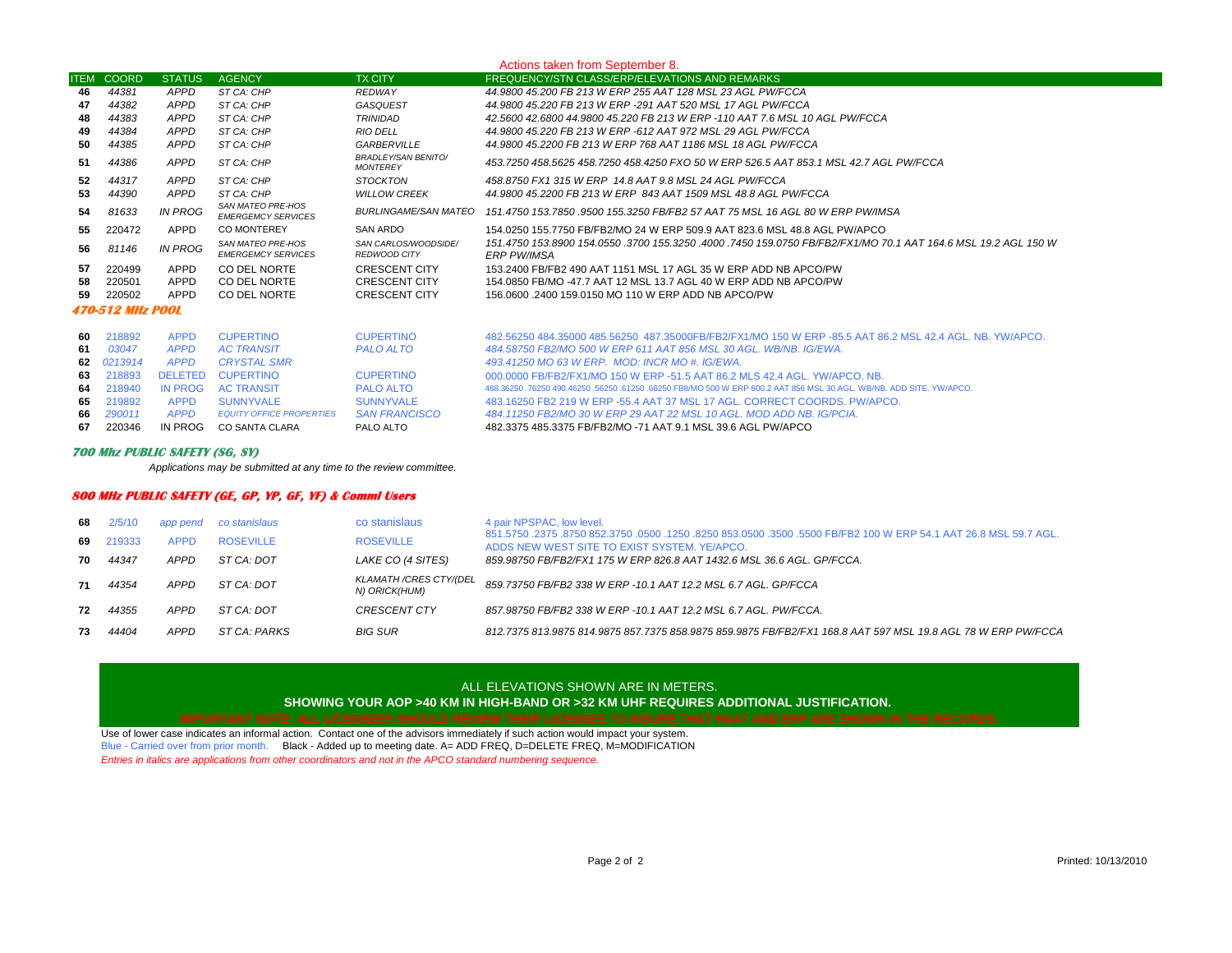Actions taken from September 8.

| ITEM | COORD | STATUS | AGENCY | TX CITY | FREQUENCY/STN CLASS/ERP/ELEVATIONS AND REMARKS |
|---|---|---|---|---|---|
| 46 | *44381* | *APPD* | *ST CA: CHP* | *REDWAY* | *44.9800 45.200 FB 213 W ERP 255 AAT 128 MSL 23 AGL PW/FCCA* |
| 47 | *44382* | *APPD* | *ST CA: CHP* | *GASQUEST* | *44.9800 45.220 FB 213 W ERP -291 AAT 520 MSL 17 AGL PW/FCCA* |
| 48 | *44383* | *APPD* | *ST CA: CHP* | *TRINIDAD* | *42.5600 42.6800 44.9800 45.220 FB 213 W ERP -110 AAT 7.6 MSL 10 AGL PW/FCCA* |
| 49 | *44384* | *APPD* | *ST CA: CHP* | *RIO DELL* | *44.9800 45.220 FB 213 W ERP -612 AAT 972 MSL 29 AGL PW/FCCA* |
| 50 | *44385* | *APPD* | *ST CA: CHP* | *GARBERVILLE* | *44.9800 45.2200 FB 213 W ERP 768 AAT 1186 MSL 18 AGL PW/FCCA* |
| 51 | *44386* | *APPD* | *ST CA: CHP* | *BRADLEY/SAN BENITO/ MONTEREY* | *453.7250 458.5625 458.7250 458.4250 FXO 50 W ERP 526.5 AAT 853.1 MSL 42.7 AGL PW/FCCA* |
| 52 | *44317* | *APPD* | *ST CA: CHP* | *STOCKTON* | *458.8750 FX1 315 W ERP 14.8 AAT 9.8 MSL 24 AGL PW/FCCA* |
| 53 | *44390* | *APPD* | *ST CA: CHP* | *WILLOW CREEK* | *44.9800 45.2200 FB 213 W ERP 843 AAT 1509 MSL 48.8 AGL PW/FCCA* |
| 54 | *81633* | *IN PROG* | *SAN MATEO PRE-HOS EMERGEMCY SERVICES* | *BURLINGAME/SAN MATEO* | *151.4750 153.7850 .9500 155.3250 FB/FB2 57 AAT 75 MSL 16 AGL 80 W ERP PW/IMSA* |
| 55 | 220472 | APPD | CO MONTEREY | SAN ARDO | 154.0250 155.7750 FB/FB2/MO 24 W ERP 509.9 AAT 823.6 MSL 48.8 AGL PW/APCO |
| 56 | *81146* | *IN PROG* | *SAN MATEO PRE-HOS EMERGEMCY SERVICES* | *SAN CARLOS/WOODSIDE/ REDWOOD CITY* | *151.4750 153.8900 154.0550 .3700 155.3250 .4000 .7450 159.0750 FB/FB2/FX1/MO 70.1 AAT 164.6 MSL 19.2 AGL 150 W ERP PW/IMSA* |
| 57 | 220499 | APPD | CO DEL NORTE | CRESCENT CITY | 153.2400 FB/FB2 490 AAT 1151 MSL 17 AGL 35 W ERP ADD NB APCO/PW |
| 58 | 220501 | APPD | CO DEL NORTE | CRESCENT CITY | 154.0850 FB/MO -47.7 AAT 12 MSL 13.7 AGL 40 W ERP ADD NB APCO/PW |
| 59 | 220502 | APPD | CO DEL NORTE | CRESCENT CITY | 156.0600 .2400 159.0150 MO 110 W ERP ADD NB APCO/PW |

***470-512 MHz POOL***

| ITEM | COORD | STATUS | AGENCY | TX CITY | FREQUENCY/STN CLASS/ERP/ELEVATIONS AND REMARKS |
|---|---|---|---|---|---|
| 60 | 218892 | APPD | CUPERTINO | CUPERTINO | 482.56250 484.35000 485.56250 487.35000FB/FB2/FX1/MO 150 W ERP -85.5 AAT 86.2 MSL 42.4 AGL. NB. YW/APCO. |
| 61 | *03047* | *APPD* | *AC TRANSIT* | *PALO ALTO* | *484.58750 FB2/MO 500 W ERP 611 AAT 856 MSL 30 AGL. WB/NB. IG/EWA.* |
| 62 | *0213914* | *APPD* | *CRYSTAL SMR* | | *493.41250 MO 63 W ERP. MOD: INCR MO #. IG/EWA.* |
| 63 | 218893 | DELETED | CUPERTINO | CUPERTINO | 000.0000 FB/FB2/FX1/MO 150 W ERP -51.5 AAT 86.2 MLS 42.4 AGL. YW/APCO. NB. |
| 64 | 218940 | IN PROG | AC TRANSIT | PALO ALTO | 488.36250 .76250 490.46250 .56250 .61250 .66250 FB8/MO 500 W ERP 600.2 AAT 856 MSL 30 AGL. WB/NB. ADD SITE. YW/APCO. |
| 65 | 219892 | APPD | SUNNYVALE | SUNNYVALE | 483.16250 FB2 219 W ERP -55.4 AAT 37 MSL 17 AGL. CORRECT COORDS. PW/APCO. |
| 66 | *290011* | *APPD* | *EQUITY OFFICE PROPERTIES* | *SAN FRANCISCO* | *484.11250 FB2/MO 30 W ERP 29 AAT 22 MSL 10 AGL. MOD ADD NB. IG/PCIA.* |
| 67 | 220346 | IN PROG | CO SANTA CLARA | PALO ALTO | 482.3375 485.3375 FB/FB2/MO -71 AAT 9.1 MSL 39.6 AGL PW/APCO |

***700 Mhz PUBLIC SAFETY (SG, SY)***

*Applications may be submitted at any time to the review committee.*

***800 MHz PUBLIC SAFETY (GE, GP, YP, GF, YF) & Comml Users***

| ITEM | COORD | STATUS | AGENCY | TX CITY | FREQUENCY/STN CLASS/ERP/ELEVATIONS AND REMARKS |
|---|---|---|---|---|---|
| 68 | 2/5/10 | app pend | co stanislaus | co stanislaus | 4 pair NPSPAC, low level. |
| 69 | 219333 | APPD | ROSEVILLE | ROSEVILLE | 851.5750 .2375 .8750 852.3750 .0500 .1250 .8250 853.0500 .3500 .5500 FB/FB2 100 W ERP 54.1 AAT 26.8 MSL 59.7 AGL. ADDS NEW WEST SITE TO EXIST SYSTEM. YE/APCO. |
| 70 | *44347* | *APPD* | *ST CA: DOT* | *LAKE CO (4 SITES)* | *859.98750 FB/FB2/FX1 175 W ERP 826.8 AAT 1432.6 MSL 36.6 AGL. GP/FCCA.* |
| 71 | *44354* | *APPD* | *ST CA: DOT* | *KLAMATH /CRES CTY/(DEL N) ORICK(HUM)* | *859.73750 FB/FB2 338 W ERP -10.1 AAT 12.2 MSL 6.7 AGL. GP/FCCA* |
| 72 | *44355* | *APPD* | *ST CA: DOT* | *CRESCENT CTY* | *857.98750 FB/FB2 338 W ERP -10.1 AAT 12.2 MSL 6.7 AGL. PW/FCCA.* |
| 73 | *44404* | *APPD* | *ST CA: PARKS* | *BIG SUR* | *812.7375 813.9875 814.9875 857.7375 858.9875 859.9875 FB/FB2/FX1 168.8 AAT 597 MSL 19.8 AGL 78 W ERP PW/FCCA* |

ALL ELEVATIONS SHOWN ARE IN METERS.

**SHOWING YOUR AOP >40 KM IN HIGH-BAND OR >32 KM UHF REQUIRES ADDITIONAL JUSTIFICATION.**

**IMPORTANT NOTE: ALL LICENSEES SHOULD REVIEW THEIR LICENSES TO INSURE THAT HAAT AND ERP ARE SHOWN IN THE RECORDS.**

Use of lower case indicates an informal action. Contact one of the advisors immediately if such action would impact your system.

Blue - Carried over from prior month. Black - Added up to meeting date. A= ADD FREQ, D=DELETE FREQ, M=MODIFICATION

*Entries in italics are applications from other coordinators and not in the APCO standard numbering sequence.*

Printed: 10/13/2010